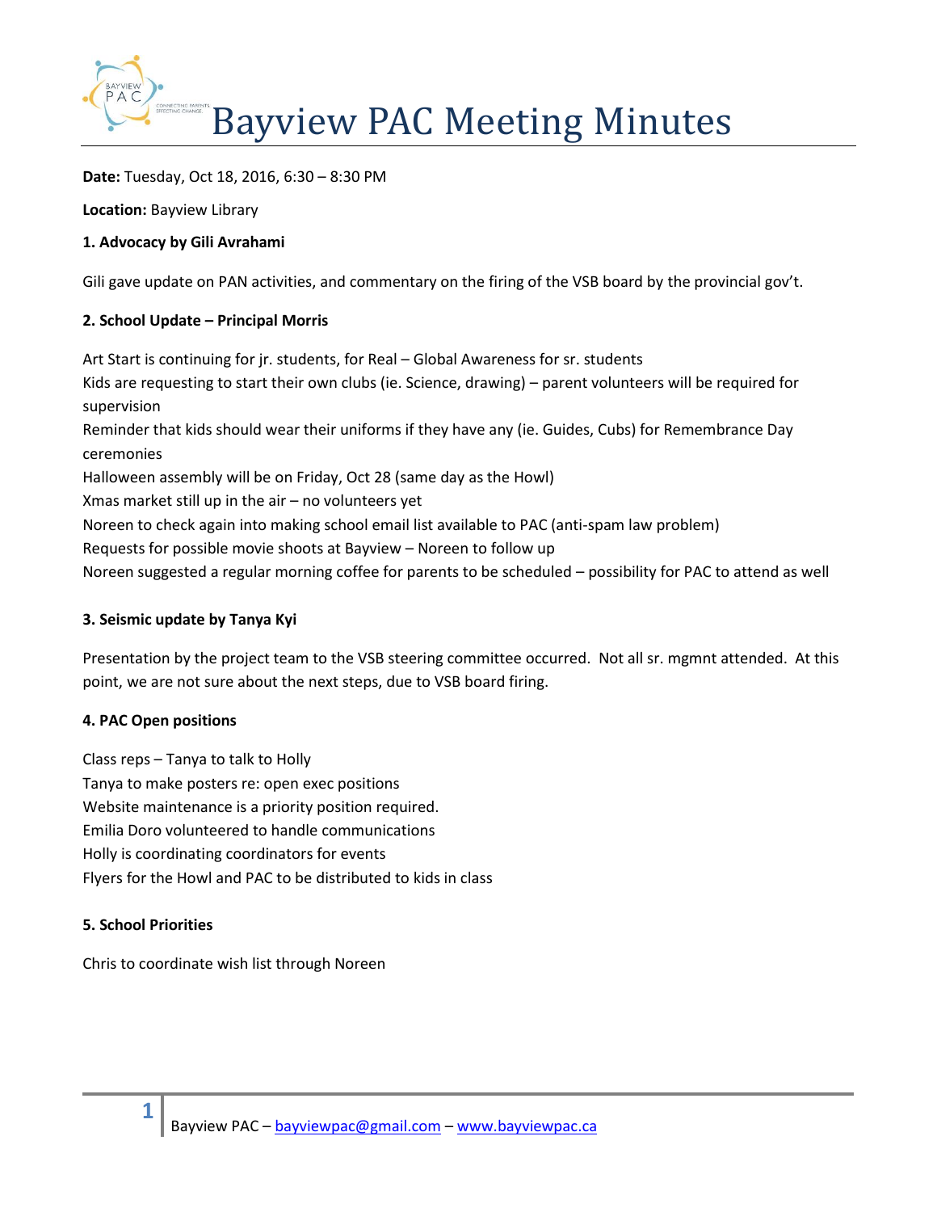# Bayview PAC Meeting Minutes

**Date:** Tuesday, Oct 18, 2016, 6:30 – 8:30 PM

**Location:** Bayview Library

**1. Advocacy by Gili Avrahami**

Gili gave update on PAN activities, and commentary on the firing of the VSB board by the provincial gov't.

**2. School Update – Principal Morris**

Art Start is continuing for jr. students, for Real – Global Awareness for sr. students
Kids are requesting to start their own clubs (ie. Science, drawing) – parent volunteers will be required for supervision
Reminder that kids should wear their uniforms if they have any (ie. Guides, Cubs) for Remembrance Day ceremonies
Halloween assembly will be on Friday, Oct 28 (same day as the Howl)
Xmas market still up in the air – no volunteers yet
Noreen to check again into making school email list available to PAC (anti-spam law problem)
Requests for possible movie shoots at Bayview – Noreen to follow up
Noreen suggested a regular morning coffee for parents to be scheduled – possibility for PAC to attend as well

**3. Seismic update by Tanya Kyi**

Presentation by the project team to the VSB steering committee occurred. Not all sr. mgmnt attended. At this point, we are not sure about the next steps, due to VSB board firing.

**4. PAC Open positions**

Class reps – Tanya to talk to Holly
Tanya to make posters re: open exec positions
Website maintenance is a priority position required.
Emilia Doro volunteered to handle communications
Holly is coordinating coordinators for events
Flyers for the Howl and PAC to be distributed to kids in class

**5. School Priorities**

Chris to coordinate wish list through Noreen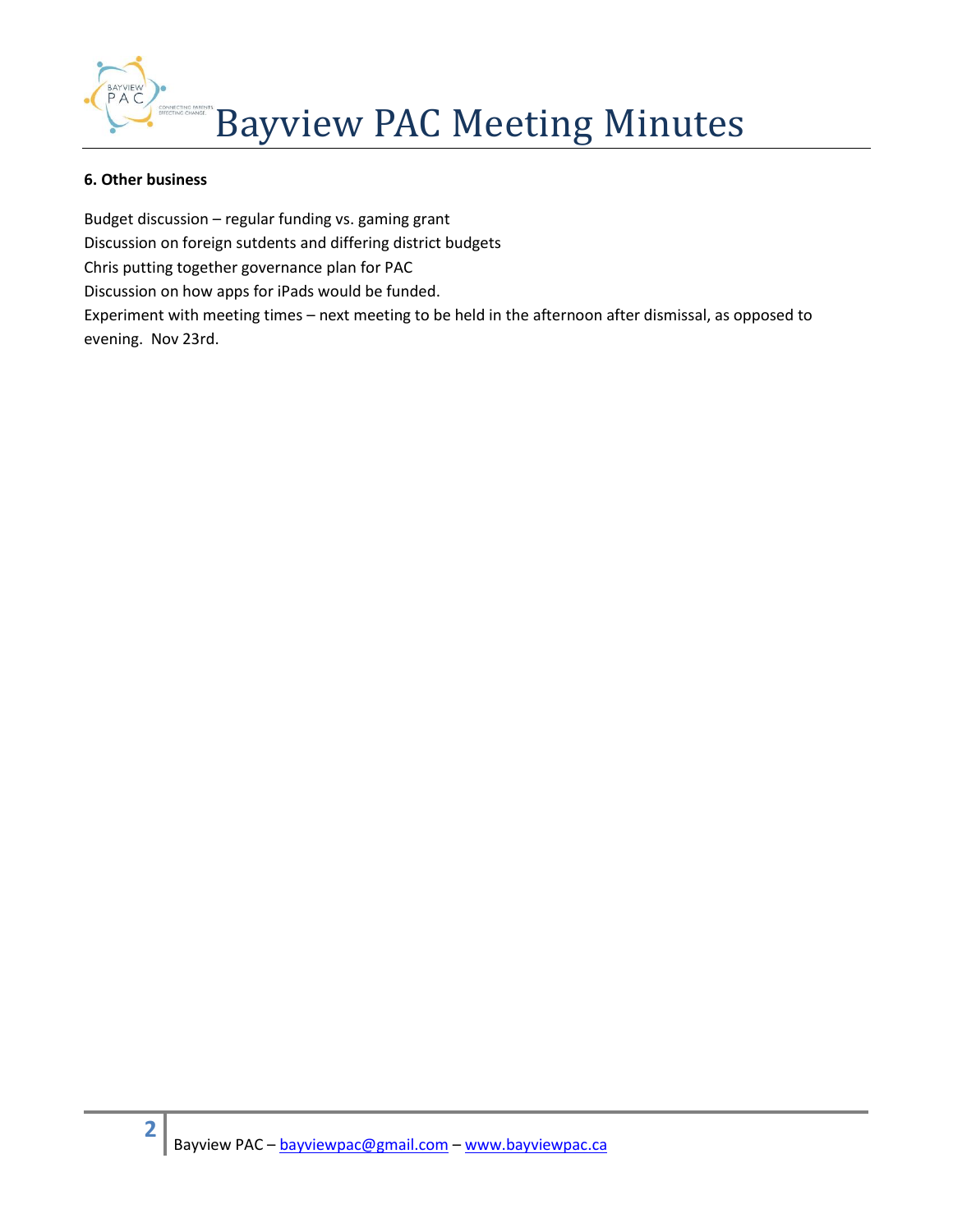**6. Other business**

Budget discussion – regular funding vs. gaming grant
Discussion on foreign sutdents and differing district budgets
Chris putting together governance plan for PAC
Discussion on how apps for iPads would be funded.
Experiment with meeting times – next meeting to be held in the afternoon after dismissal, as opposed to evening. Nov 23rd.